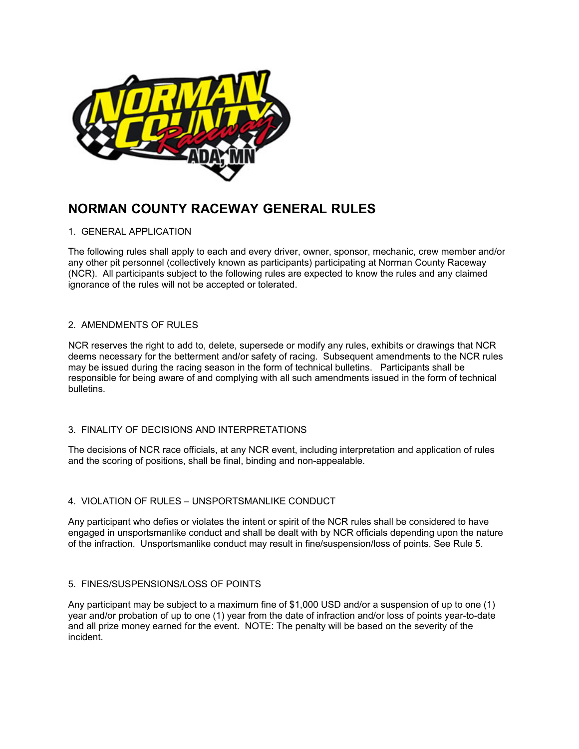# NORMAN COUNTY RACEWAY GENERAL RULES

1. GENERAL APPLICATION

The following rules shall apply to each and every driver, owner, sponsor, mechanic, crew member and/or any other pit personnel (collectively known as participants) participating at Norman County Raceway (NCR). All participants subject to the following rules are expected to know the rules and any claimed ignorance of the rules will not be accepted or tolerated.

2. AMENDMENTS OF RULES

NCR reserves the right to add to, delete, supersede or modify any rules, exhibits or drawings that NCR deems necessary for the betterment and/or safety of racing. Subsequent amendments to the NCR rules may be issued during the racing season in the form of technical bulletins. Participants shall be responsible for being aware of and complying with all such amendments issued in the form of technical bulletins.

3. FINALITY OF DECISIONS AND INTERPRETATIONS

The decisions of NCR race officials, at any NCR event, including interpretation and application of rules and the scoring of positions, shall be final, binding and non-appealable.

4. VIOLATION OF RULES – UNSPORTSMANLIKE CONDUCT

Any participant who defies or violates the intent or spirit of the NCR rules shall be considered to have engaged in unsportsmanlike conduct and shall be dealt with by NCR officials depending upon the nature of the infraction. Unsportsmanlike conduct may result in fine/suspension/loss of points. See Rule 5.

5. FINES/SUSPENSIONS/LOSS OF POINTS

Any participant may be subject to a maximum fine of $1,000 USD and/or a suspension of up to one (1) year and/or probation of up to one (1) year from the date of infraction and/or loss of points year-to-date and all prize money earned for the event. NOTE: The penalty will be based on the severity of the incident.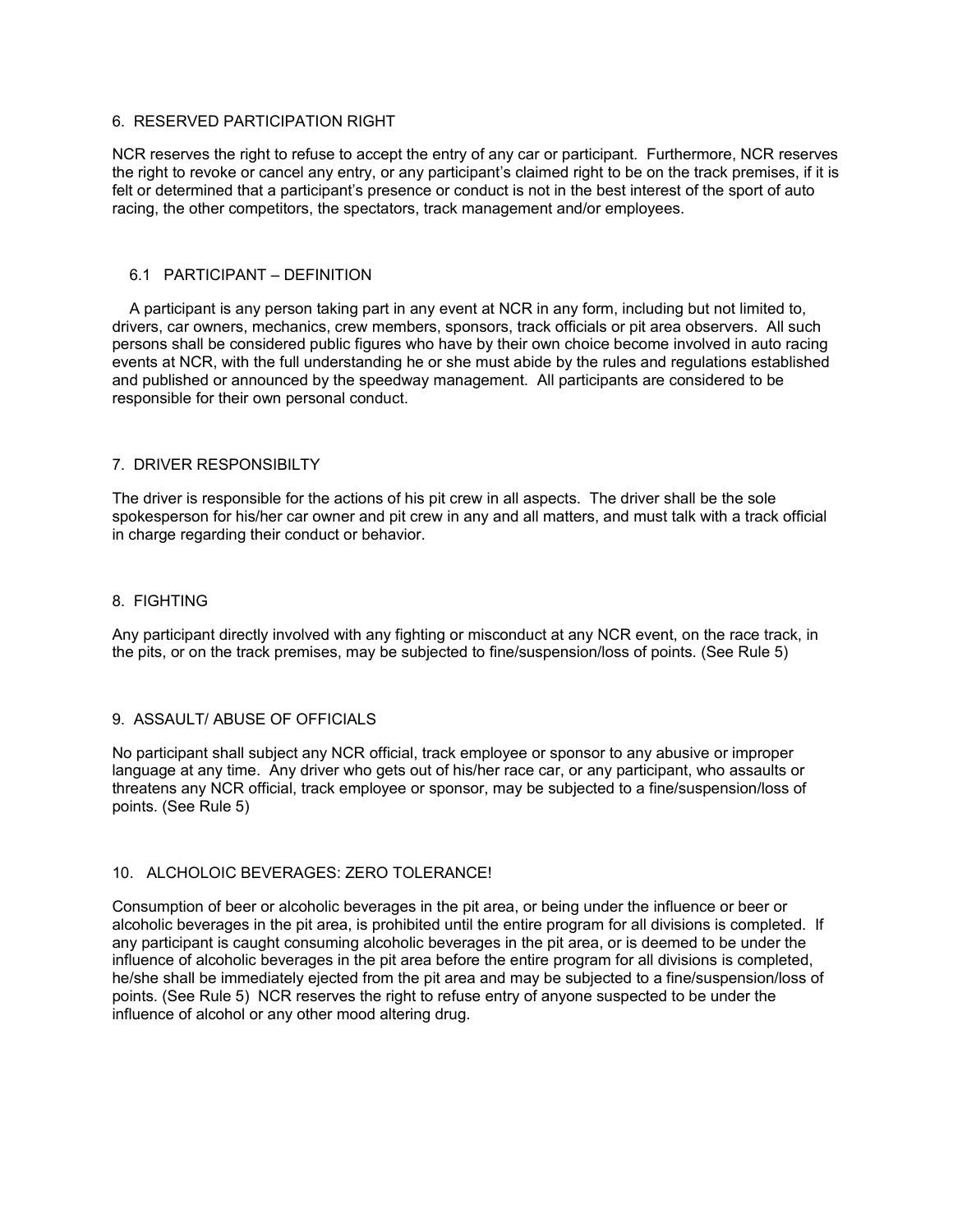## 6. RESERVED PARTICIPATION RIGHT

NCR reserves the right to refuse to accept the entry of any car or participant. Furthermore, NCR reserves the right to revoke or cancel any entry, or any participant's claimed right to be on the track premises, if it is felt or determined that a participant's presence or conduct is not in the best interest of the sport of auto racing, the other competitors, the spectators, track management and/or employees.

### 6.1 PARTICIPANT – DEFINITION

A participant is any person taking part in any event at NCR in any form, including but not limited to, drivers, car owners, mechanics, crew members, sponsors, track officials or pit area observers. All such persons shall be considered public figures who have by their own choice become involved in auto racing events at NCR, with the full understanding he or she must abide by the rules and regulations established and published or announced by the speedway management. All participants are considered to be responsible for their own personal conduct.

## 7. DRIVER RESPONSIBILTY

The driver is responsible for the actions of his pit crew in all aspects. The driver shall be the sole spokesperson for his/her car owner and pit crew in any and all matters, and must talk with a track official in charge regarding their conduct or behavior.

## 8. FIGHTING

Any participant directly involved with any fighting or misconduct at any NCR event, on the race track, in the pits, or on the track premises, may be subjected to fine/suspension/loss of points. (See Rule 5)

## 9. ASSAULT/ ABUSE OF OFFICIALS

No participant shall subject any NCR official, track employee or sponsor to any abusive or improper language at any time. Any driver who gets out of his/her race car, or any participant, who assaults or threatens any NCR official, track employee or sponsor, may be subjected to a fine/suspension/loss of points. (See Rule 5)

## 10. ALCHOLOIC BEVERAGES: ZERO TOLERANCE!

Consumption of beer or alcoholic beverages in the pit area, or being under the influence or beer or alcoholic beverages in the pit area, is prohibited until the entire program for all divisions is completed. If any participant is caught consuming alcoholic beverages in the pit area, or is deemed to be under the influence of alcoholic beverages in the pit area before the entire program for all divisions is completed, he/she shall be immediately ejected from the pit area and may be subjected to a fine/suspension/loss of points. (See Rule 5) NCR reserves the right to refuse entry of anyone suspected to be under the influence of alcohol or any other mood altering drug.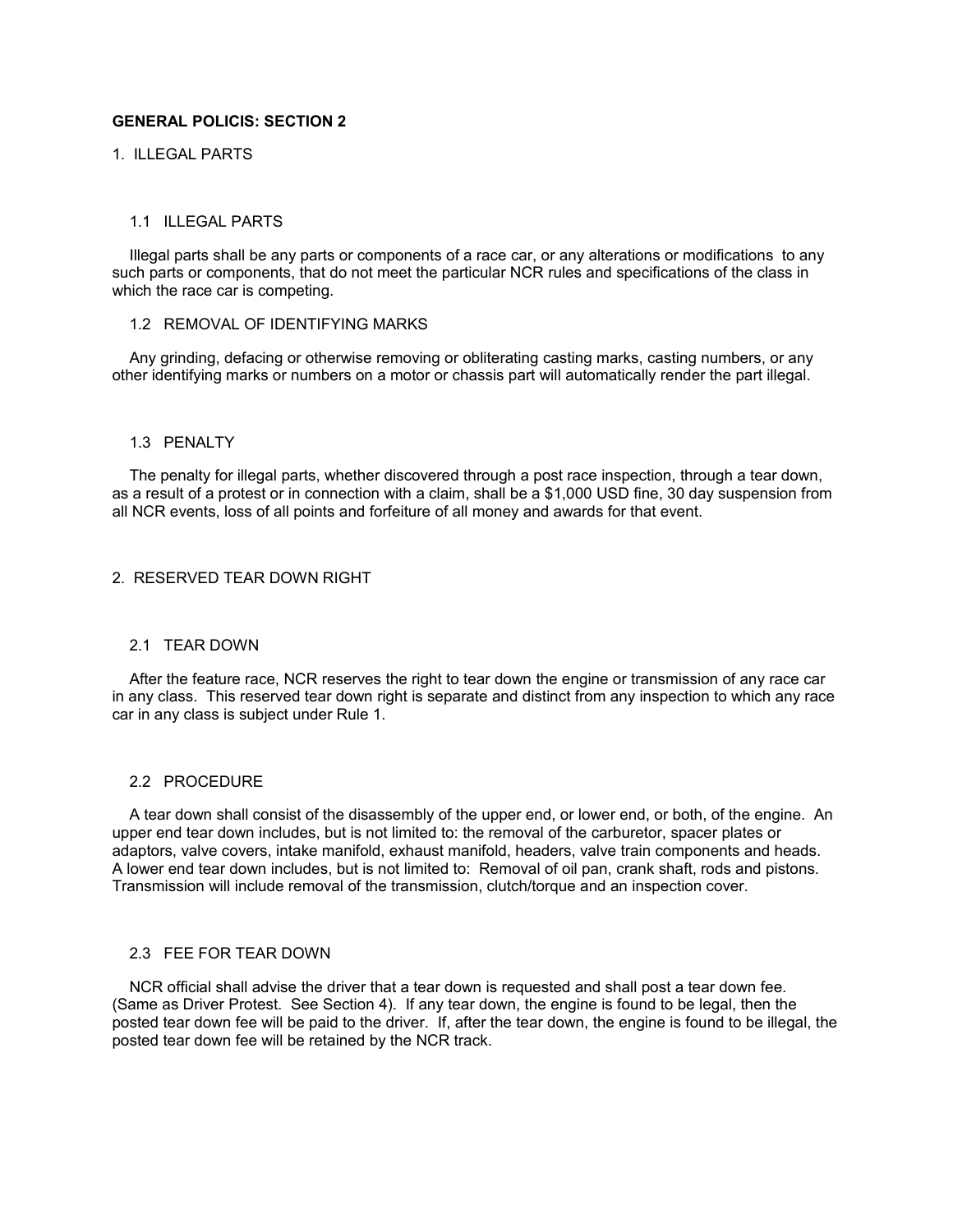## GENERAL POLICIS: SECTION 2

### 1. ILLEGAL PARTS

#### 1.1 ILLEGAL PARTS

Illegal parts shall be any parts or components of a race car, or any alterations or modifications to any such parts or components, that do not meet the particular NCR rules and specifications of the class in which the race car is competing.

#### 1.2 REMOVAL OF IDENTIFYING MARKS

Any grinding, defacing or otherwise removing or obliterating casting marks, casting numbers, or any other identifying marks or numbers on a motor or chassis part will automatically render the part illegal.

#### 1.3 PENALTY

The penalty for illegal parts, whether discovered through a post race inspection, through a tear down, as a result of a protest or in connection with a claim, shall be a $1,000 USD fine, 30 day suspension from all NCR events, loss of all points and forfeiture of all money and awards for that event.

### 2. RESERVED TEAR DOWN RIGHT

#### 2.1 TEAR DOWN

After the feature race, NCR reserves the right to tear down the engine or transmission of any race car in any class. This reserved tear down right is separate and distinct from any inspection to which any race car in any class is subject under Rule 1.

#### 2.2 PROCEDURE

A tear down shall consist of the disassembly of the upper end, or lower end, or both, of the engine. An upper end tear down includes, but is not limited to: the removal of the carburetor, spacer plates or adaptors, valve covers, intake manifold, exhaust manifold, headers, valve train components and heads. A lower end tear down includes, but is not limited to: Removal of oil pan, crank shaft, rods and pistons. Transmission will include removal of the transmission, clutch/torque and an inspection cover.

#### 2.3 FEE FOR TEAR DOWN

NCR official shall advise the driver that a tear down is requested and shall post a tear down fee. (Same as Driver Protest. See Section 4). If any tear down, the engine is found to be legal, then the posted tear down fee will be paid to the driver. If, after the tear down, the engine is found to be illegal, the posted tear down fee will be retained by the NCR track.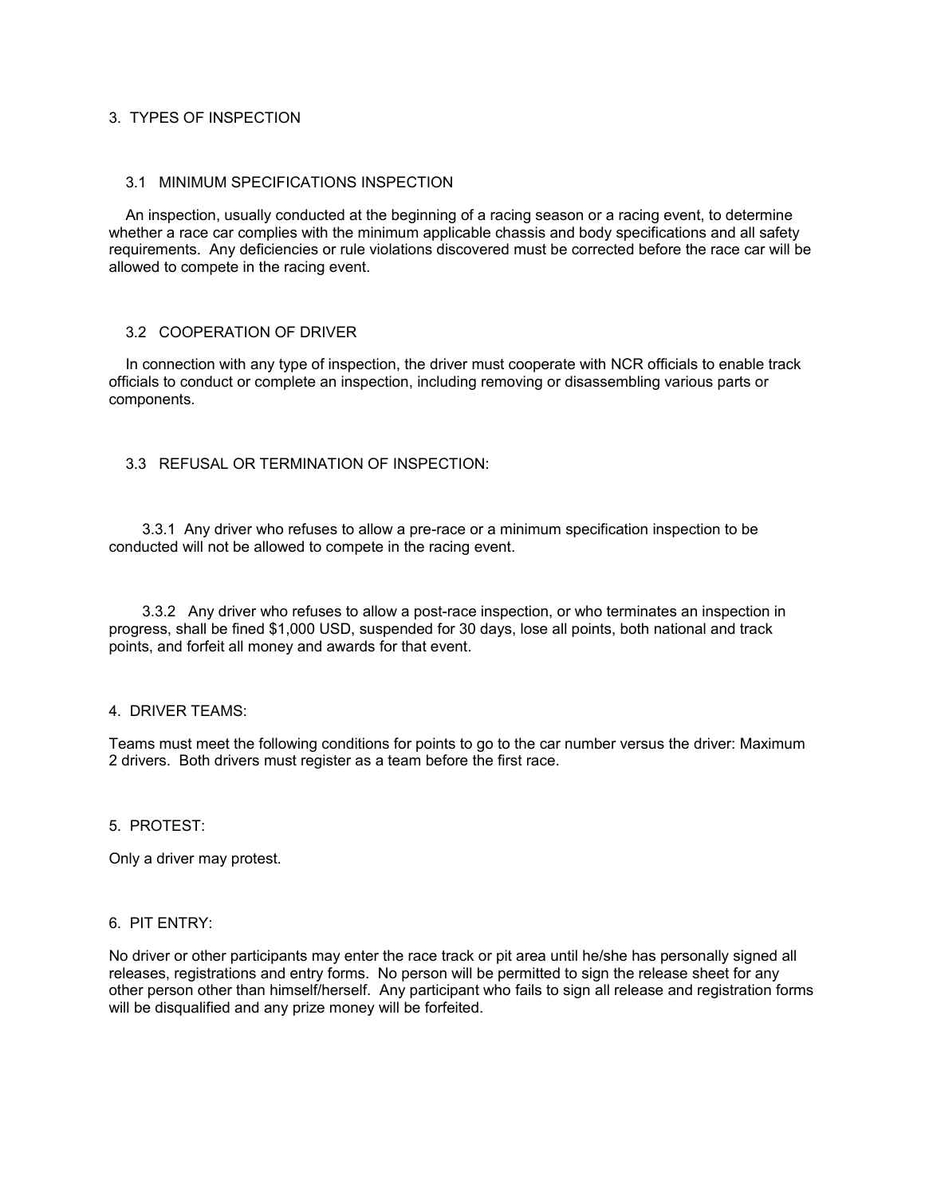## 3. TYPES OF INSPECTION

### 3.1 MINIMUM SPECIFICATIONS INSPECTION

An inspection, usually conducted at the beginning of a racing season or a racing event, to determine whether a race car complies with the minimum applicable chassis and body specifications and all safety requirements. Any deficiencies or rule violations discovered must be corrected before the race car will be allowed to compete in the racing event.

### 3.2 COOPERATION OF DRIVER

In connection with any type of inspection, the driver must cooperate with NCR officials to enable track officials to conduct or complete an inspection, including removing or disassembling various parts or components.

### 3.3 REFUSAL OR TERMINATION OF INSPECTION:

3.3.1 Any driver who refuses to allow a pre-race or a minimum specification inspection to be conducted will not be allowed to compete in the racing event.

3.3.2 Any driver who refuses to allow a post-race inspection, or who terminates an inspection in progress, shall be fined $1,000 USD, suspended for 30 days, lose all points, both national and track points, and forfeit all money and awards for that event.

## 4. DRIVER TEAMS:

Teams must meet the following conditions for points to go to the car number versus the driver: Maximum 2 drivers. Both drivers must register as a team before the first race.

## 5. PROTEST:

Only a driver may protest.

## 6. PIT ENTRY:

No driver or other participants may enter the race track or pit area until he/she has personally signed all releases, registrations and entry forms. No person will be permitted to sign the release sheet for any other person other than himself/herself. Any participant who fails to sign all release and registration forms will be disqualified and any prize money will be forfeited.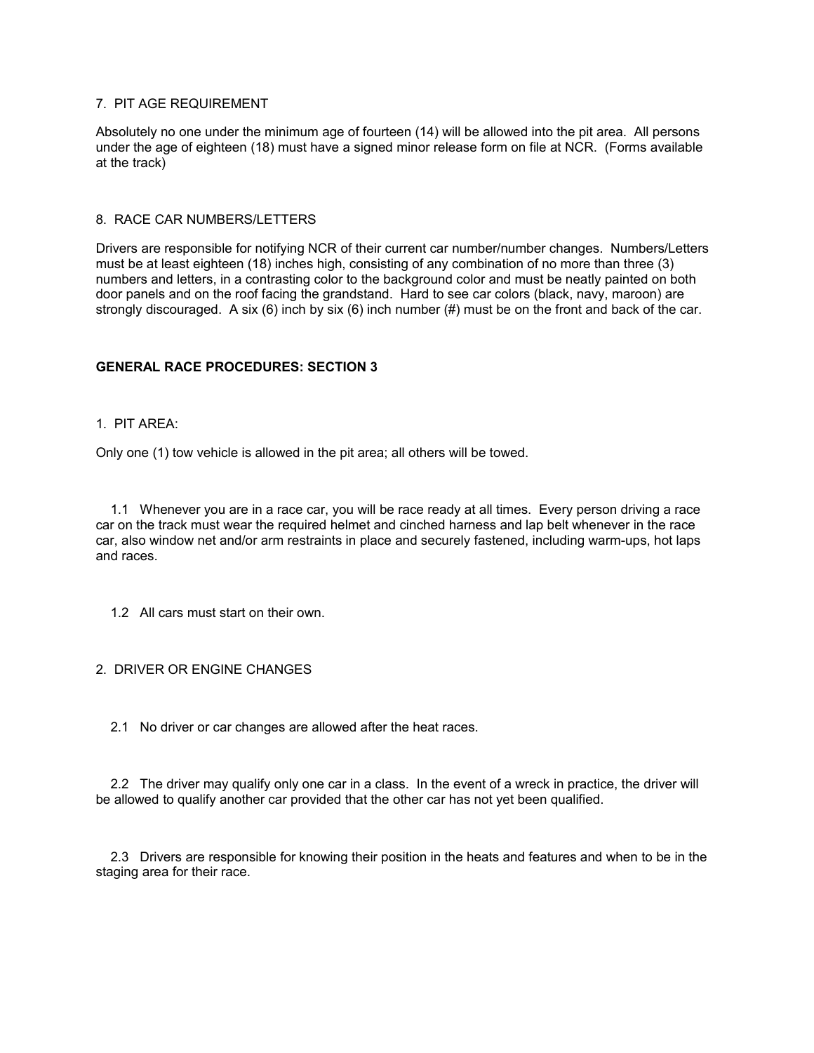7. PIT AGE REQUIREMENT

Absolutely no one under the minimum age of fourteen (14) will be allowed into the pit area. All persons under the age of eighteen (18) must have a signed minor release form on file at NCR. (Forms available at the track)

8. RACE CAR NUMBERS/LETTERS

Drivers are responsible for notifying NCR of their current car number/number changes. Numbers/Letters must be at least eighteen (18) inches high, consisting of any combination of no more than three (3) numbers and letters, in a contrasting color to the background color and must be neatly painted on both door panels and on the roof facing the grandstand. Hard to see car colors (black, navy, maroon) are strongly discouraged. A six (6) inch by six (6) inch number (#) must be on the front and back of the car.

## GENERAL RACE PROCEDURES: SECTION 3

1. PIT AREA:

Only one (1) tow vehicle is allowed in the pit area; all others will be towed.

1.1 Whenever you are in a race car, you will be race ready at all times. Every person driving a race car on the track must wear the required helmet and cinched harness and lap belt whenever in the race car, also window net and/or arm restraints in place and securely fastened, including warm-ups, hot laps and races.

1.2 All cars must start on their own.

2. DRIVER OR ENGINE CHANGES

2.1 No driver or car changes are allowed after the heat races.

2.2 The driver may qualify only one car in a class. In the event of a wreck in practice, the driver will be allowed to qualify another car provided that the other car has not yet been qualified.

2.3 Drivers are responsible for knowing their position in the heats and features and when to be in the staging area for their race.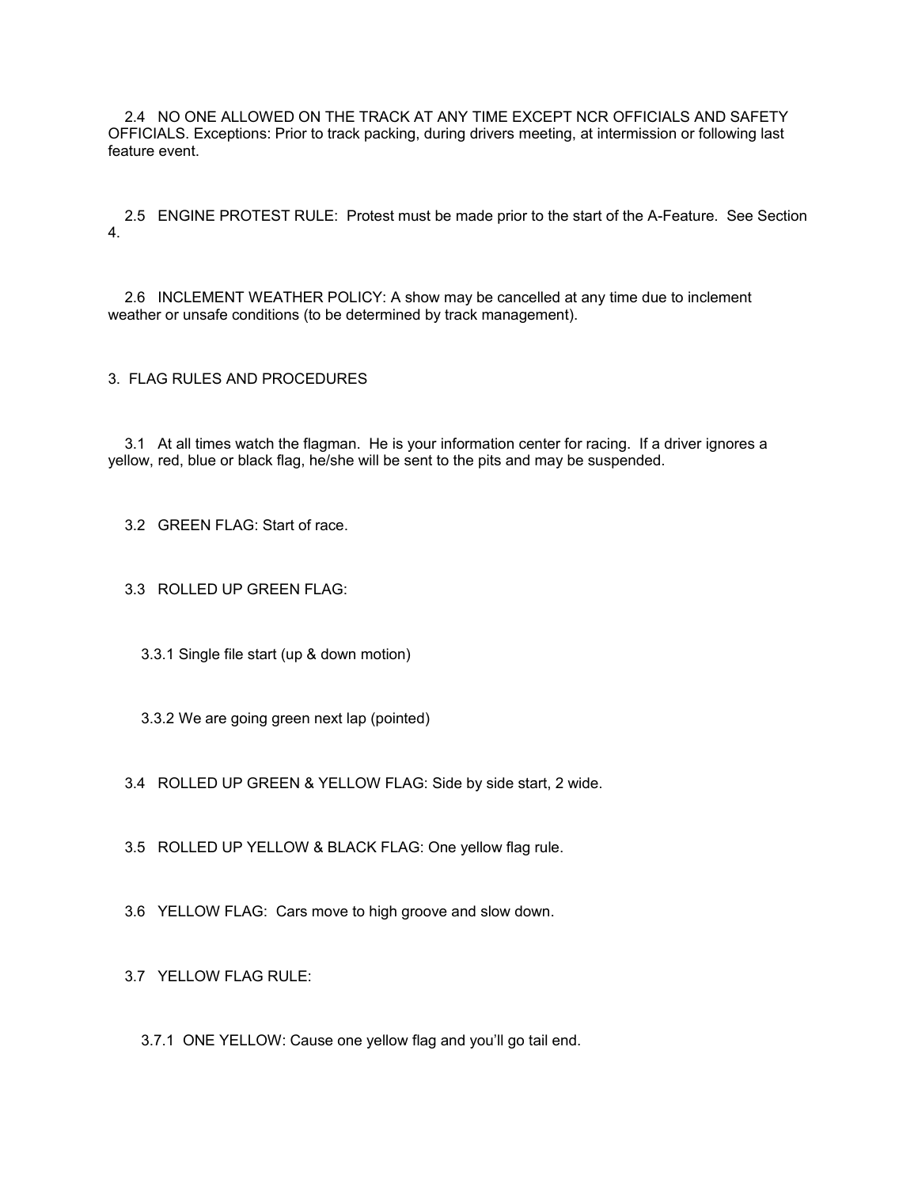2.4 NO ONE ALLOWED ON THE TRACK AT ANY TIME EXCEPT NCR OFFICIALS AND SAFETY OFFICIALS. Exceptions: Prior to track packing, during drivers meeting, at intermission or following last feature event.

2.5 ENGINE PROTEST RULE: Protest must be made prior to the start of the A-Feature. See Section 4.

2.6 INCLEMENT WEATHER POLICY: A show may be cancelled at any time due to inclement weather or unsafe conditions (to be determined by track management).

## 3. FLAG RULES AND PROCEDURES

3.1 At all times watch the flagman. He is your information center for racing. If a driver ignores a yellow, red, blue or black flag, he/she will be sent to the pits and may be suspended.

3.2 GREEN FLAG: Start of race.

3.3 ROLLED UP GREEN FLAG:

3.3.1 Single file start (up & down motion)

3.3.2 We are going green next lap (pointed)

3.4 ROLLED UP GREEN & YELLOW FLAG: Side by side start, 2 wide.

3.5 ROLLED UP YELLOW & BLACK FLAG: One yellow flag rule.

3.6 YELLOW FLAG: Cars move to high groove and slow down.

3.7 YELLOW FLAG RULE:

3.7.1 ONE YELLOW: Cause one yellow flag and you'll go tail end.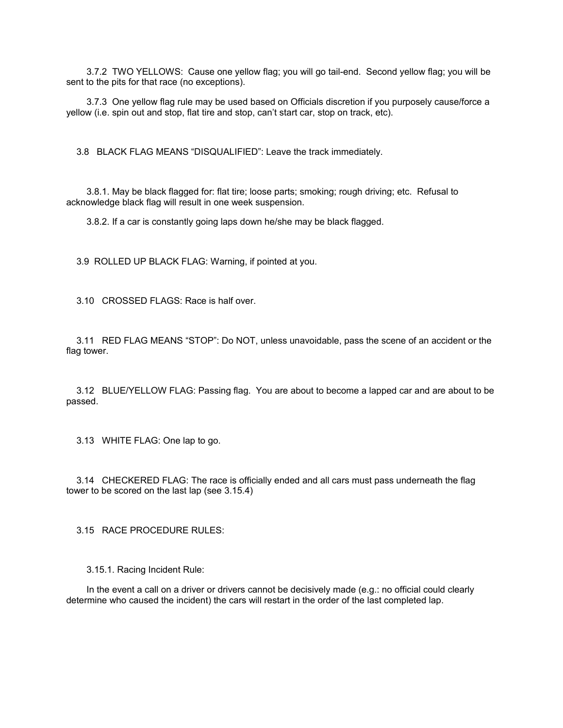3.7.2 TWO YELLOWS: Cause one yellow flag; you will go tail-end. Second yellow flag; you will be sent to the pits for that race (no exceptions).

3.7.3 One yellow flag rule may be used based on Officials discretion if you purposely cause/force a yellow (i.e. spin out and stop, flat tire and stop, can't start car, stop on track, etc).

3.8 BLACK FLAG MEANS "DISQUALIFIED": Leave the track immediately.

3.8.1. May be black flagged for: flat tire; loose parts; smoking; rough driving; etc. Refusal to acknowledge black flag will result in one week suspension.

3.8.2. If a car is constantly going laps down he/she may be black flagged.

3.9 ROLLED UP BLACK FLAG: Warning, if pointed at you.

3.10 CROSSED FLAGS: Race is half over.

3.11 RED FLAG MEANS "STOP": Do NOT, unless unavoidable, pass the scene of an accident or the flag tower.

3.12 BLUE/YELLOW FLAG: Passing flag. You are about to become a lapped car and are about to be passed.

3.13 WHITE FLAG: One lap to go.

3.14 CHECKERED FLAG: The race is officially ended and all cars must pass underneath the flag tower to be scored on the last lap (see 3.15.4)

3.15 RACE PROCEDURE RULES:

3.15.1. Racing Incident Rule:

In the event a call on a driver or drivers cannot be decisively made (e.g.: no official could clearly determine who caused the incident) the cars will restart in the order of the last completed lap.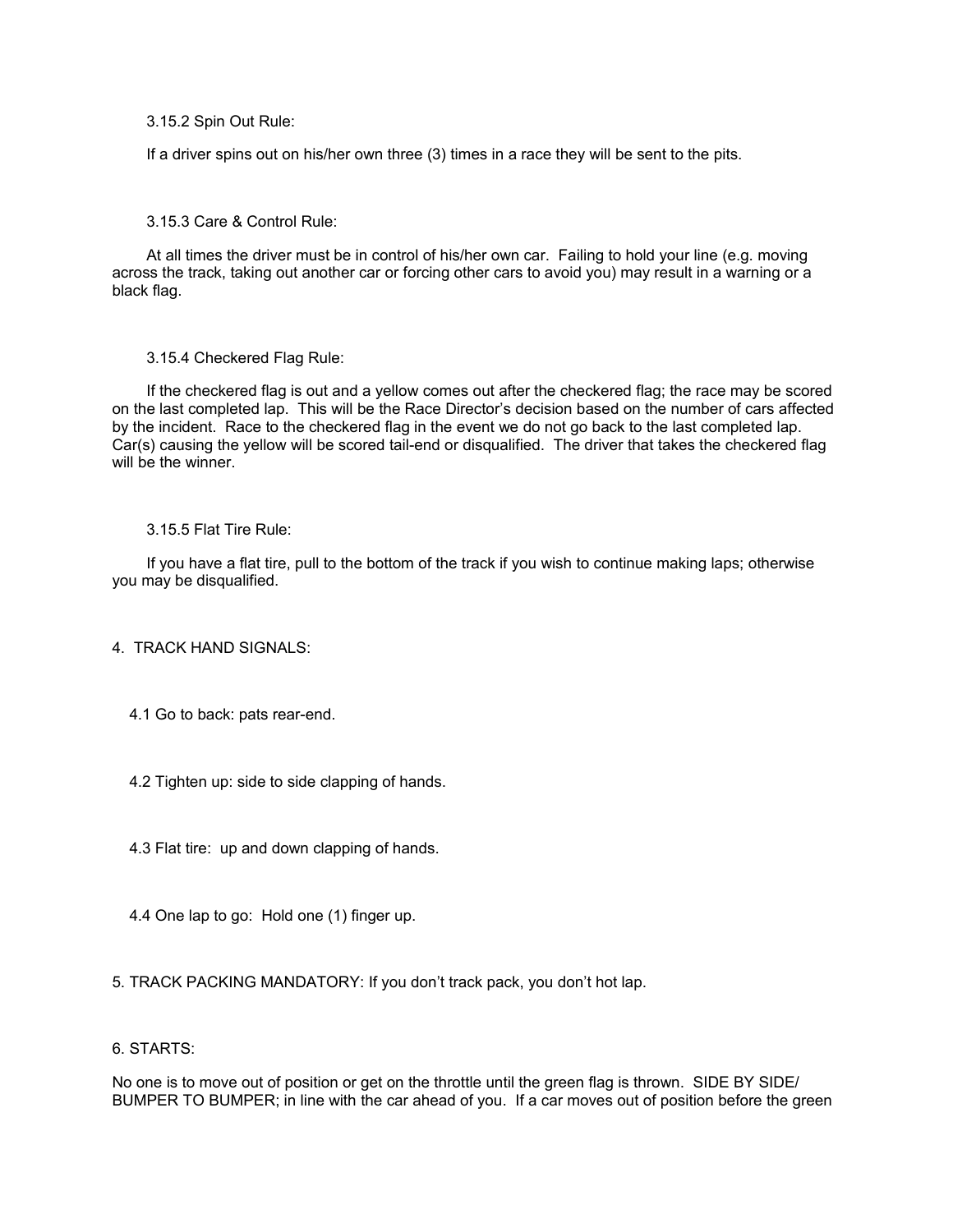3.15.2 Spin Out Rule:

If a driver spins out on his/her own three (3) times in a race they will be sent to the pits.

3.15.3 Care & Control Rule:

At all times the driver must be in control of his/her own car. Failing to hold your line (e.g. moving across the track, taking out another car or forcing other cars to avoid you) may result in a warning or a black flag.

3.15.4 Checkered Flag Rule:

If the checkered flag is out and a yellow comes out after the checkered flag; the race may be scored on the last completed lap. This will be the Race Director's decision based on the number of cars affected by the incident. Race to the checkered flag in the event we do not go back to the last completed lap. Car(s) causing the yellow will be scored tail-end or disqualified. The driver that takes the checkered flag will be the winner.

3.15.5 Flat Tire Rule:

If you have a flat tire, pull to the bottom of the track if you wish to continue making laps; otherwise you may be disqualified.

## 4. TRACK HAND SIGNALS:

4.1 Go to back: pats rear-end.

4.2 Tighten up: side to side clapping of hands.

4.3 Flat tire: up and down clapping of hands.

4.4 One lap to go: Hold one (1) finger up.

## 5. TRACK PACKING MANDATORY: If you don't track pack, you don't hot lap.

## 6. STARTS:

No one is to move out of position or get on the throttle until the green flag is thrown. SIDE BY SIDE/ BUMPER TO BUMPER; in line with the car ahead of you. If a car moves out of position before the green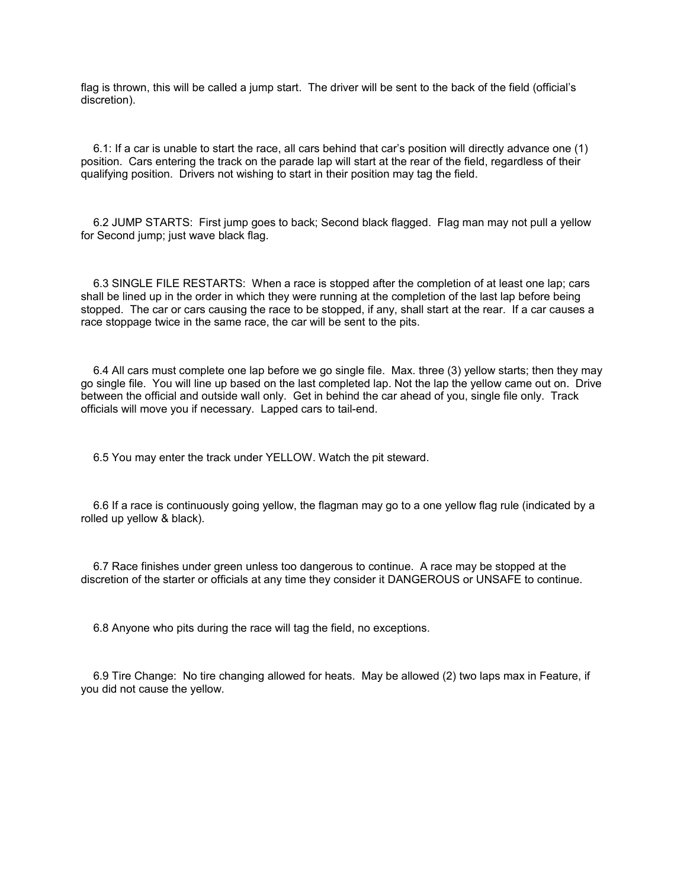flag is thrown, this will be called a jump start. The driver will be sent to the back of the field (official's discretion).

6.1: If a car is unable to start the race, all cars behind that car's position will directly advance one (1) position. Cars entering the track on the parade lap will start at the rear of the field, regardless of their qualifying position. Drivers not wishing to start in their position may tag the field.

6.2 JUMP STARTS: First jump goes to back; Second black flagged. Flag man may not pull a yellow for Second jump; just wave black flag.

6.3 SINGLE FILE RESTARTS: When a race is stopped after the completion of at least one lap; cars shall be lined up in the order in which they were running at the completion of the last lap before being stopped. The car or cars causing the race to be stopped, if any, shall start at the rear. If a car causes a race stoppage twice in the same race, the car will be sent to the pits.

6.4 All cars must complete one lap before we go single file. Max. three (3) yellow starts; then they may go single file. You will line up based on the last completed lap. Not the lap the yellow came out on. Drive between the official and outside wall only. Get in behind the car ahead of you, single file only. Track officials will move you if necessary. Lapped cars to tail-end.

6.5 You may enter the track under YELLOW. Watch the pit steward.

6.6 If a race is continuously going yellow, the flagman may go to a one yellow flag rule (indicated by a rolled up yellow & black).

6.7 Race finishes under green unless too dangerous to continue. A race may be stopped at the discretion of the starter or officials at any time they consider it DANGEROUS or UNSAFE to continue.

6.8 Anyone who pits during the race will tag the field, no exceptions.

6.9 Tire Change: No tire changing allowed for heats. May be allowed (2) two laps max in Feature, if you did not cause the yellow.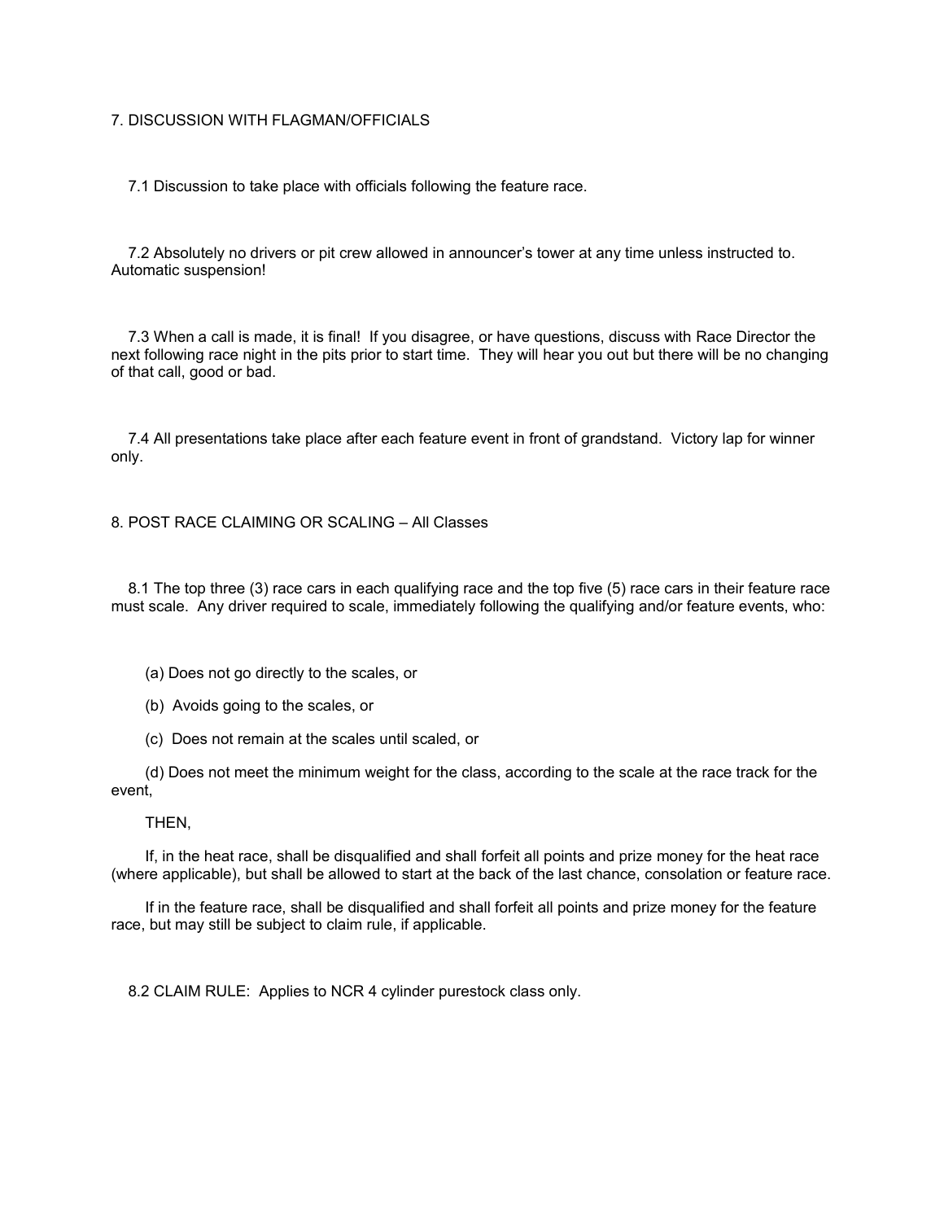## 7. DISCUSSION WITH FLAGMAN/OFFICIALS

7.1 Discussion to take place with officials following the feature race.

7.2 Absolutely no drivers or pit crew allowed in announcer's tower at any time unless instructed to. Automatic suspension!

7.3 When a call is made, it is final! If you disagree, or have questions, discuss with Race Director the next following race night in the pits prior to start time. They will hear you out but there will be no changing of that call, good or bad.

7.4 All presentations take place after each feature event in front of grandstand. Victory lap for winner only.

## 8. POST RACE CLAIMING OR SCALING – All Classes

8.1 The top three (3) race cars in each qualifying race and the top five (5) race cars in their feature race must scale. Any driver required to scale, immediately following the qualifying and/or feature events, who:

(a) Does not go directly to the scales, or

(b) Avoids going to the scales, or

(c) Does not remain at the scales until scaled, or

(d) Does not meet the minimum weight for the class, according to the scale at the race track for the event,

THEN,

If, in the heat race, shall be disqualified and shall forfeit all points and prize money for the heat race (where applicable), but shall be allowed to start at the back of the last chance, consolation or feature race.

If in the feature race, shall be disqualified and shall forfeit all points and prize money for the feature race, but may still be subject to claim rule, if applicable.

8.2 CLAIM RULE: Applies to NCR 4 cylinder purestock class only.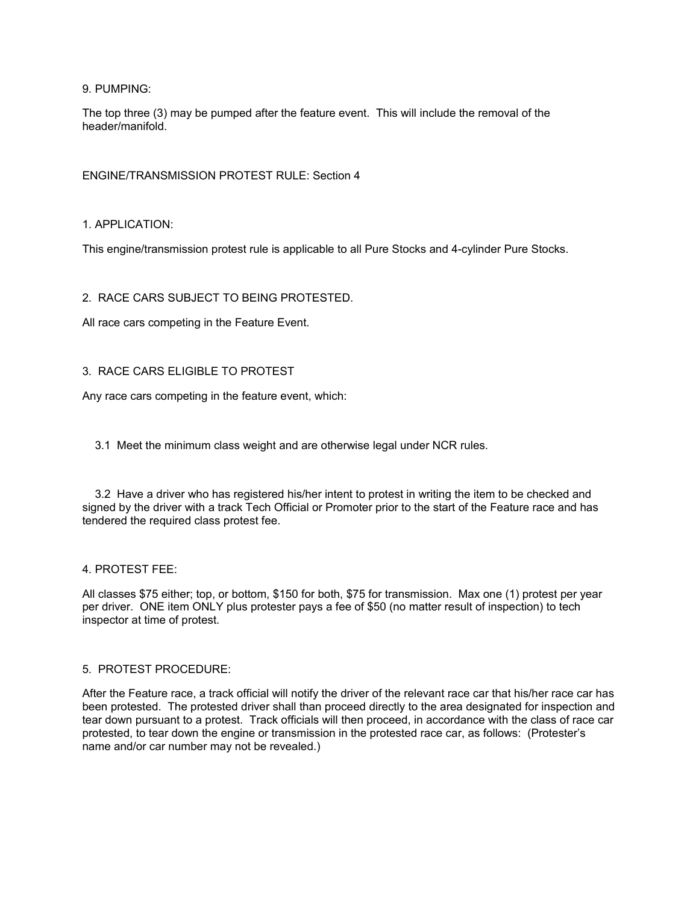9. PUMPING:

The top three (3) may be pumped after the feature event. This will include the removal of the header/manifold.

ENGINE/TRANSMISSION PROTEST RULE: Section 4

1. APPLICATION:

This engine/transmission protest rule is applicable to all Pure Stocks and 4-cylinder Pure Stocks.

2. RACE CARS SUBJECT TO BEING PROTESTED.

All race cars competing in the Feature Event.

3. RACE CARS ELIGIBLE TO PROTEST

Any race cars competing in the feature event, which:

3.1 Meet the minimum class weight and are otherwise legal under NCR rules.

3.2 Have a driver who has registered his/her intent to protest in writing the item to be checked and signed by the driver with a track Tech Official or Promoter prior to the start of the Feature race and has tendered the required class protest fee.

4. PROTEST FEE:

All classes $75 either; top, or bottom, $150 for both, $75 for transmission. Max one (1) protest per year per driver. ONE item ONLY plus protester pays a fee of $50 (no matter result of inspection) to tech inspector at time of protest.

5. PROTEST PROCEDURE:

After the Feature race, a track official will notify the driver of the relevant race car that his/her race car has been protested. The protested driver shall than proceed directly to the area designated for inspection and tear down pursuant to a protest. Track officials will then proceed, in accordance with the class of race car protested, to tear down the engine or transmission in the protested race car, as follows: (Protester's name and/or car number may not be revealed.)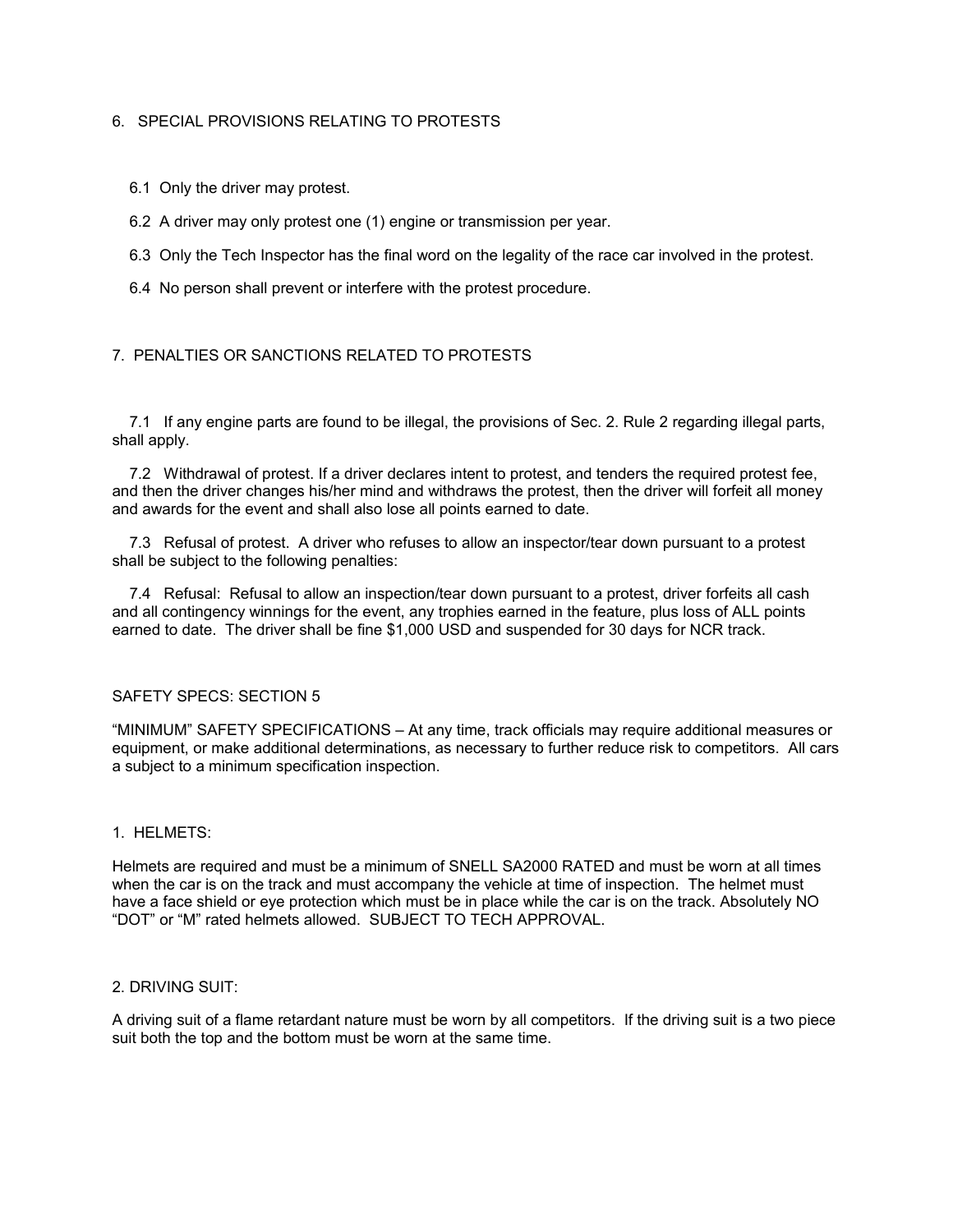## 6. SPECIAL PROVISIONS RELATING TO PROTESTS

6.1 Only the driver may protest.

6.2 A driver may only protest one (1) engine or transmission per year.

6.3 Only the Tech Inspector has the final word on the legality of the race car involved in the protest.

6.4 No person shall prevent or interfere with the protest procedure.

## 7. PENALTIES OR SANCTIONS RELATED TO PROTESTS

7.1 If any engine parts are found to be illegal, the provisions of Sec. 2. Rule 2 regarding illegal parts, shall apply.

7.2 Withdrawal of protest. If a driver declares intent to protest, and tenders the required protest fee, and then the driver changes his/her mind and withdraws the protest, then the driver will forfeit all money and awards for the event and shall also lose all points earned to date.

7.3 Refusal of protest. A driver who refuses to allow an inspector/tear down pursuant to a protest shall be subject to the following penalties:

7.4 Refusal: Refusal to allow an inspection/tear down pursuant to a protest, driver forfeits all cash and all contingency winnings for the event, any trophies earned in the feature, plus loss of ALL points earned to date. The driver shall be fine $1,000 USD and suspended for 30 days for NCR track.

## SAFETY SPECS: SECTION 5

"MINIMUM" SAFETY SPECIFICATIONS – At any time, track officials may require additional measures or equipment, or make additional determinations, as necessary to further reduce risk to competitors. All cars a subject to a minimum specification inspection.

### 1. HELMETS:

Helmets are required and must be a minimum of SNELL SA2000 RATED and must be worn at all times when the car is on the track and must accompany the vehicle at time of inspection. The helmet must have a face shield or eye protection which must be in place while the car is on the track. Absolutely NO "DOT" or "M" rated helmets allowed. SUBJECT TO TECH APPROVAL.

### 2. DRIVING SUIT:

A driving suit of a flame retardant nature must be worn by all competitors. If the driving suit is a two piece suit both the top and the bottom must be worn at the same time.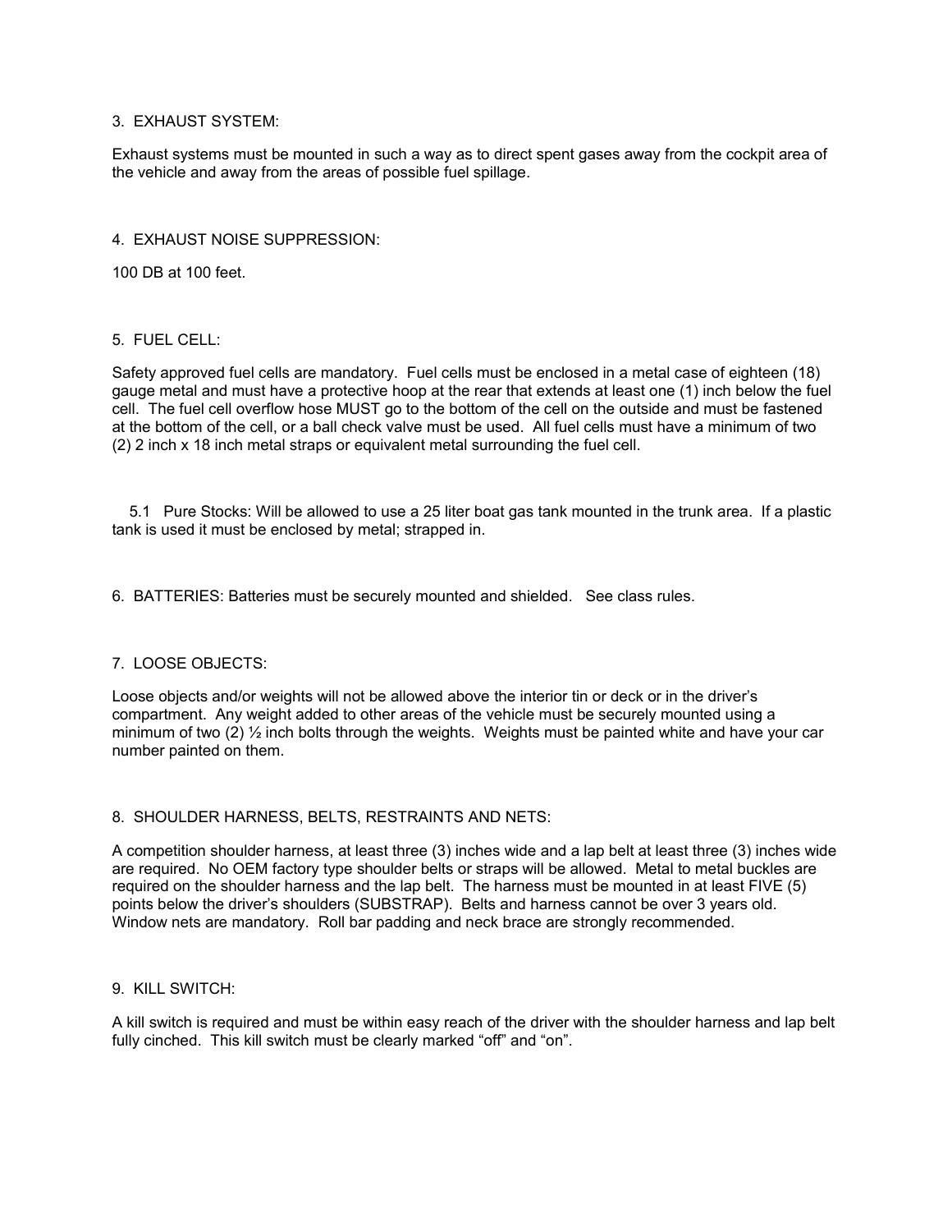3. EXHAUST SYSTEM:

Exhaust systems must be mounted in such a way as to direct spent gases away from the cockpit area of the vehicle and away from the areas of possible fuel spillage.

4. EXHAUST NOISE SUPPRESSION:

100 DB at 100 feet.

5. FUEL CELL:

Safety approved fuel cells are mandatory. Fuel cells must be enclosed in a metal case of eighteen (18) gauge metal and must have a protective hoop at the rear that extends at least one (1) inch below the fuel cell. The fuel cell overflow hose MUST go to the bottom of the cell on the outside and must be fastened at the bottom of the cell, or a ball check valve must be used. All fuel cells must have a minimum of two (2) 2 inch x 18 inch metal straps or equivalent metal surrounding the fuel cell.

5.1 Pure Stocks: Will be allowed to use a 25 liter boat gas tank mounted in the trunk area. If a plastic tank is used it must be enclosed by metal; strapped in.

6. BATTERIES: Batteries must be securely mounted and shielded. See class rules.

7. LOOSE OBJECTS:

Loose objects and/or weights will not be allowed above the interior tin or deck or in the driver's compartment. Any weight added to other areas of the vehicle must be securely mounted using a minimum of two (2) ½ inch bolts through the weights. Weights must be painted white and have your car number painted on them.

8. SHOULDER HARNESS, BELTS, RESTRAINTS AND NETS:

A competition shoulder harness, at least three (3) inches wide and a lap belt at least three (3) inches wide are required. No OEM factory type shoulder belts or straps will be allowed. Metal to metal buckles are required on the shoulder harness and the lap belt. The harness must be mounted in at least FIVE (5) points below the driver's shoulders (SUBSTRAP). Belts and harness cannot be over 3 years old. Window nets are mandatory. Roll bar padding and neck brace are strongly recommended.

9. KILL SWITCH:

A kill switch is required and must be within easy reach of the driver with the shoulder harness and lap belt fully cinched. This kill switch must be clearly marked "off" and "on".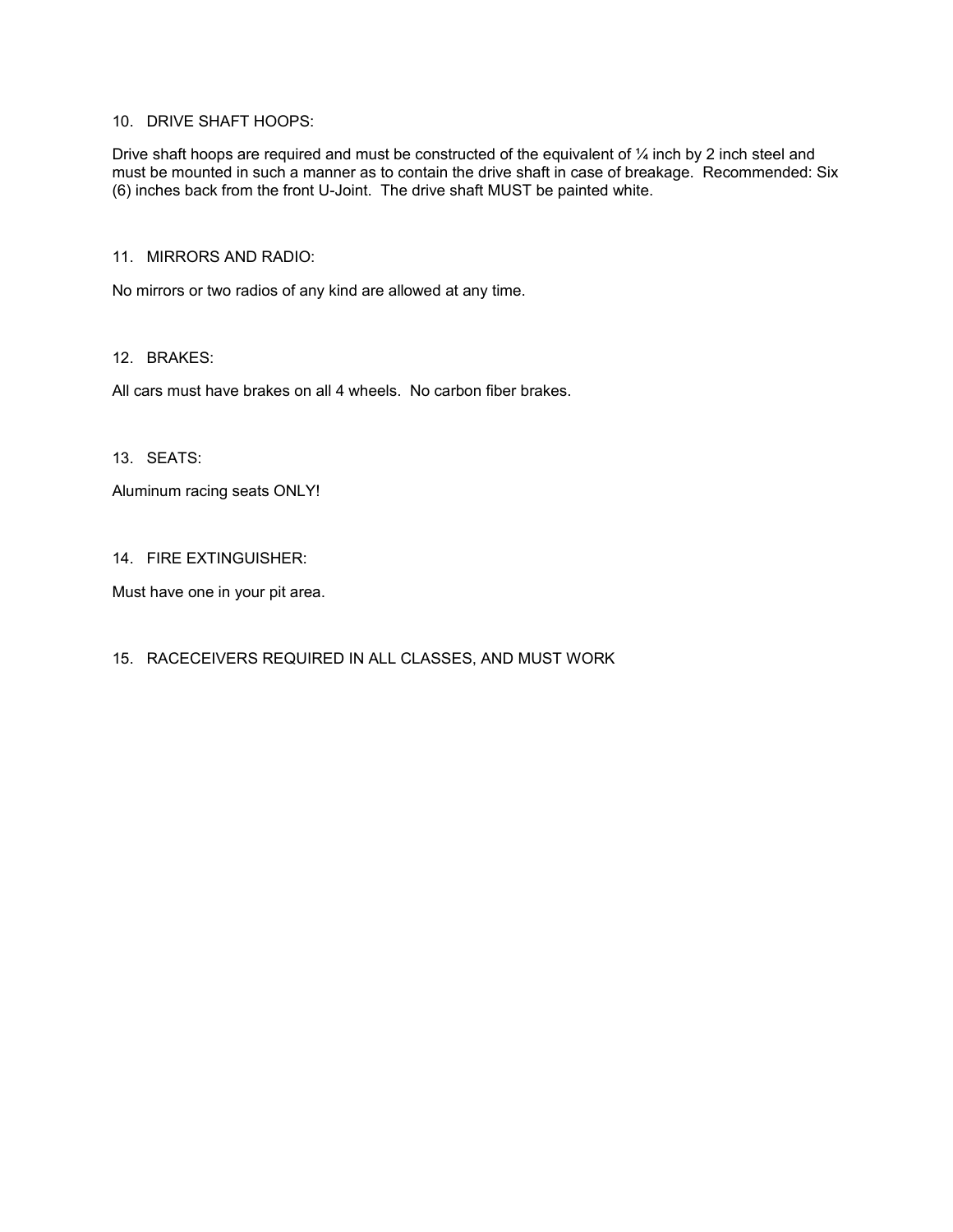10. DRIVE SHAFT HOOPS:

Drive shaft hoops are required and must be constructed of the equivalent of ¼ inch by 2 inch steel and must be mounted in such a manner as to contain the drive shaft in case of breakage. Recommended: Six (6) inches back from the front U-Joint. The drive shaft MUST be painted white.

11. MIRRORS AND RADIO:

No mirrors or two radios of any kind are allowed at any time.

12. BRAKES:

All cars must have brakes on all 4 wheels. No carbon fiber brakes.

13. SEATS:

Aluminum racing seats ONLY!

14. FIRE EXTINGUISHER:

Must have one in your pit area.

15. RACECEIVERS REQUIRED IN ALL CLASSES, AND MUST WORK